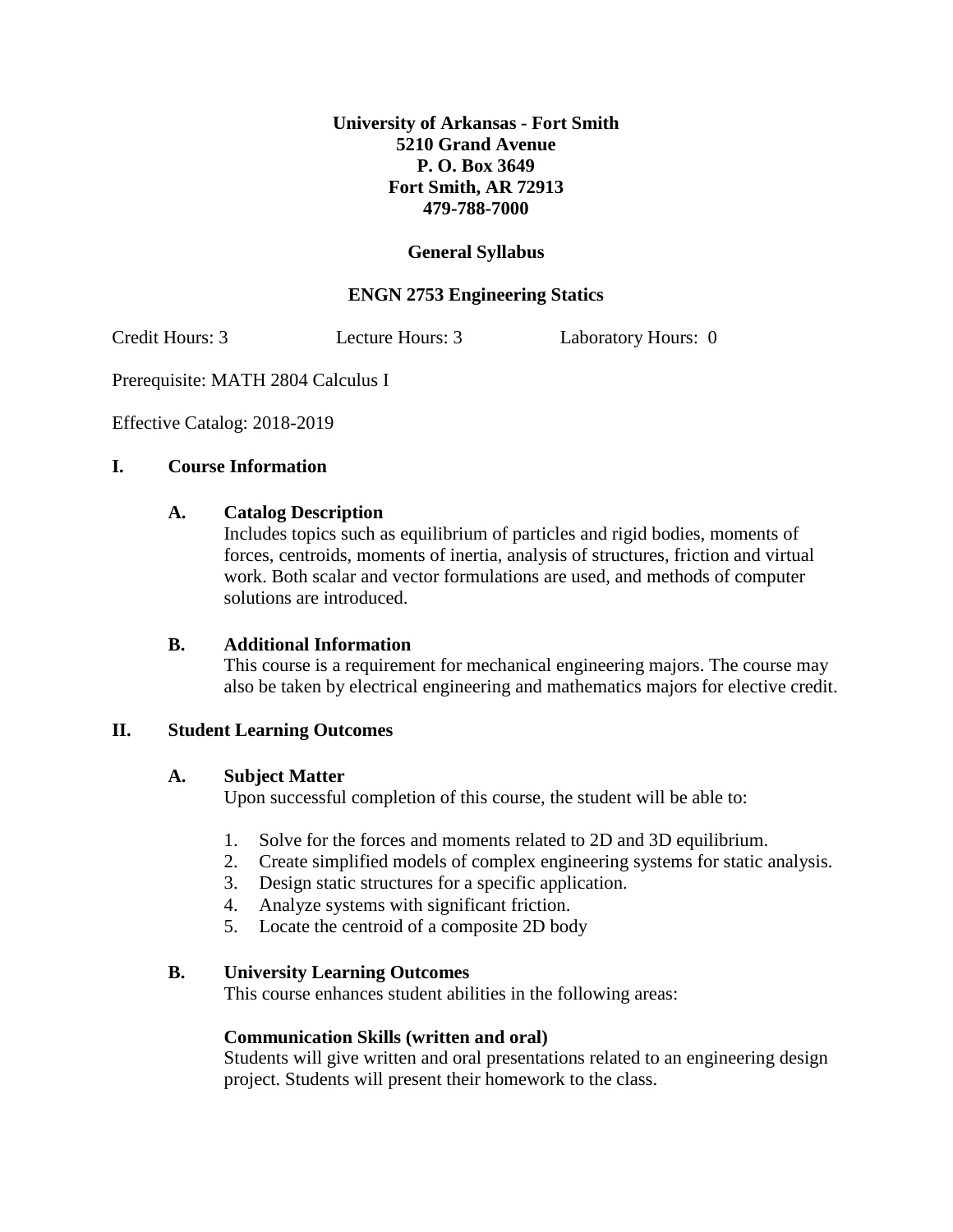**University of Arkansas - Fort Smith**
**5210 Grand Avenue**
**P. O. Box 3649**
**Fort Smith, AR 72913**
**479-788-7000**

**General Syllabus**

**ENGN 2753 Engineering Statics**

Credit Hours: 3 Lecture Hours: 3 Laboratory Hours: 0

Prerequisite: MATH 2804 Calculus I

Effective Catalog: 2018-2019

## I. Course Information

### A. Catalog Description

Includes topics such as equilibrium of particles and rigid bodies, moments of forces, centroids, moments of inertia, analysis of structures, friction and virtual work. Both scalar and vector formulations are used, and methods of computer solutions are introduced.

### B. Additional Information

This course is a requirement for mechanical engineering majors. The course may also be taken by electrical engineering and mathematics majors for elective credit.

## II. Student Learning Outcomes

### A. Subject Matter

Upon successful completion of this course, the student will be able to:

1. Solve for the forces and moments related to 2D and 3D equilibrium.
2. Create simplified models of complex engineering systems for static analysis.
3. Design static structures for a specific application.
4. Analyze systems with significant friction.
5. Locate the centroid of a composite 2D body

### B. University Learning Outcomes

This course enhances student abilities in the following areas:

**Communication Skills (written and oral)**
Students will give written and oral presentations related to an engineering design project. Students will present their homework to the class.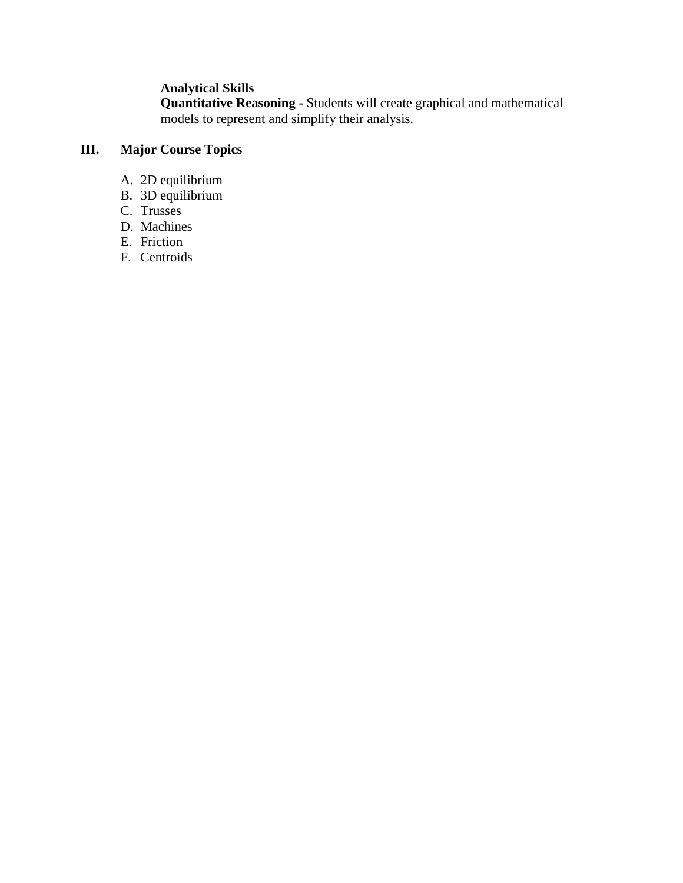**Analytical Skills**

**Quantitative Reasoning -** Students will create graphical and mathematical models to represent and simplify their analysis.

## III. Major Course Topics

A. 2D equilibrium
B. 3D equilibrium
C. Trusses
D. Machines
E. Friction
F. Centroids